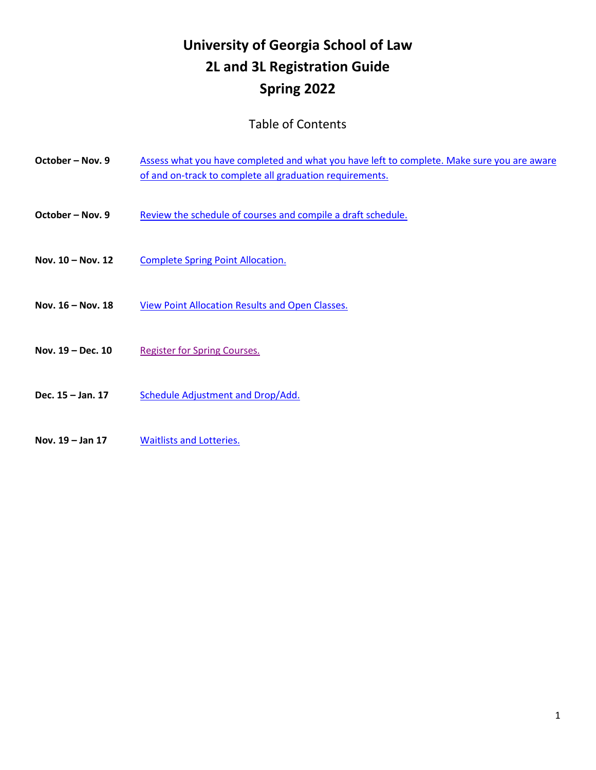# University of Georgia School of Law
# 2L and 3L Registration Guide
# Spring 2022

## Table of Contents

| | |
|---|---|
| **October – Nov. 9** | Assess what you have completed and what you have left to complete. Make sure you are aware of and on-track to complete all graduation requirements. |
| **October – Nov. 9** | Review the schedule of courses and compile a draft schedule. |
| **Nov. 10 – Nov. 12** | Complete Spring Point Allocation. |
| **Nov. 16 – Nov. 18** | View Point Allocation Results and Open Classes. |
| **Nov. 19 – Dec. 10** | Register for Spring Courses. |
| **Dec. 15 – Jan. 17** | Schedule Adjustment and Drop/Add. |
| **Nov. 19 – Jan 17** | Waitlists and Lotteries. |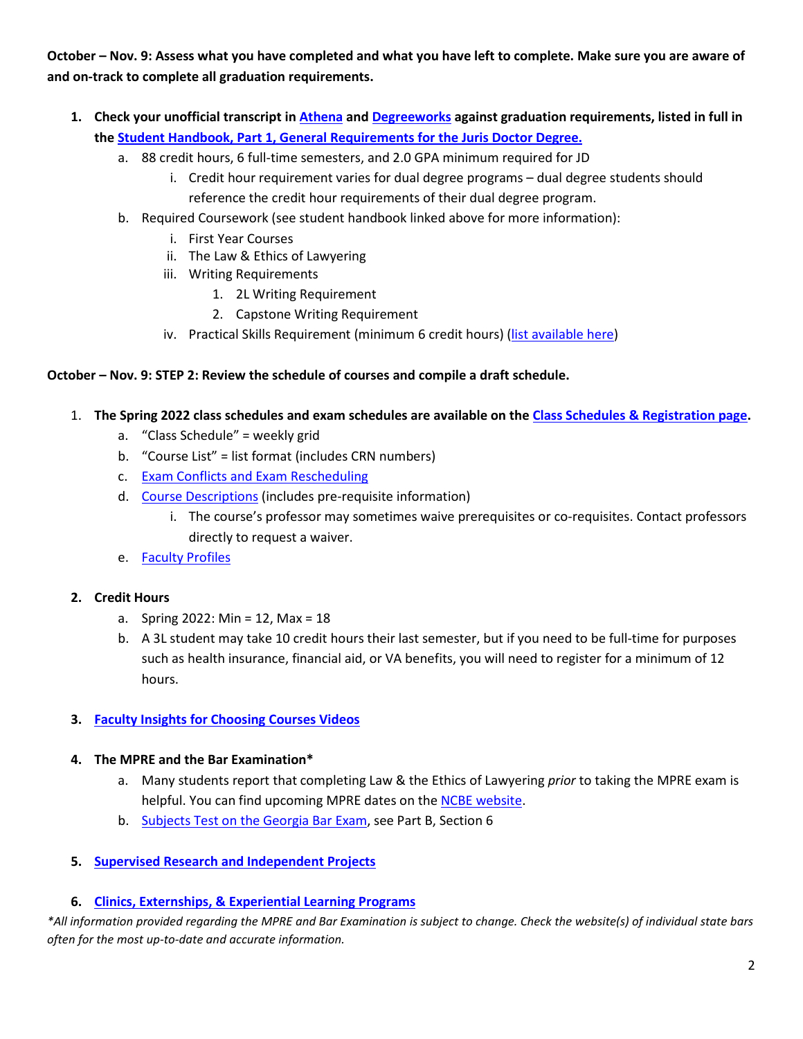**October – Nov. 9: Assess what you have completed and what you have left to complete. Make sure you are aware of and on-track to complete all graduation requirements.**

1. **Check your unofficial transcript in Athena and Degreeworks against graduation requirements, listed in full in the Student Handbook, Part 1, General Requirements for the Juris Doctor Degree.**
    a. 88 credit hours, 6 full-time semesters, and 2.0 GPA minimum required for JD
        i. Credit hour requirement varies for dual degree programs – dual degree students should reference the credit hour requirements of their dual degree program.
    b. Required Coursework (see student handbook linked above for more information):
        i. First Year Courses
        ii. The Law & Ethics of Lawyering
        iii. Writing Requirements
            1. 2L Writing Requirement
            2. Capstone Writing Requirement
        iv. Practical Skills Requirement (minimum 6 credit hours) (list available here)

**October – Nov. 9: STEP 2: Review the schedule of courses and compile a draft schedule.**

1. **The Spring 2022 class schedules and exam schedules are available on the Class Schedules & Registration page.**
    a. "Class Schedule" = weekly grid
    b. "Course List" = list format (includes CRN numbers)
    c. Exam Conflicts and Exam Rescheduling
    d. Course Descriptions (includes pre-requisite information)
        i. The course's professor may sometimes waive prerequisites or co-requisites. Contact professors directly to request a waiver.
    e. Faculty Profiles

2. **Credit Hours**
    a. Spring 2022: Min = 12, Max = 18
    b. A 3L student may take 10 credit hours their last semester, but if you need to be full-time for purposes such as health insurance, financial aid, or VA benefits, you will need to register for a minimum of 12 hours.

3. **Faculty Insights for Choosing Courses Videos**

4. **The MPRE and the Bar Examination***
    a. Many students report that completing Law & the Ethics of Lawyering *prior* to taking the MPRE exam is helpful. You can find upcoming MPRE dates on the NCBE website.
    b. Subjects Test on the Georgia Bar Exam, see Part B, Section 6

5. **Supervised Research and Independent Projects**

6. **Clinics, Externships, & Experiential Learning Programs**

*\*All information provided regarding the MPRE and Bar Examination is subject to change. Check the website(s) of individual state bars often for the most up-to-date and accurate information.*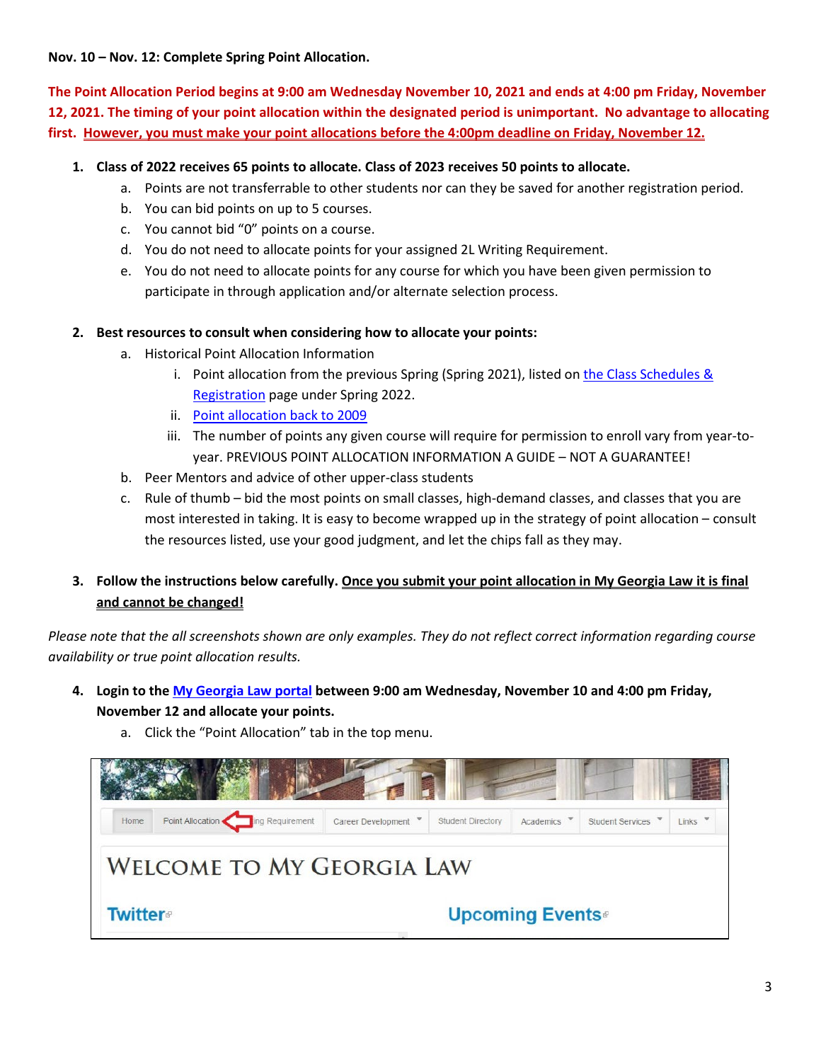**Nov. 10 – Nov. 12: Complete Spring Point Allocation.**

**The Point Allocation Period begins at 9:00 am Wednesday November 10, 2021 and ends at 4:00 pm Friday, November 12, 2021. The timing of your point allocation within the designated period is unimportant. No advantage to allocating first. However, you must make your point allocations before the 4:00pm deadline on Friday, November 12.**

1. **Class of 2022 receives 65 points to allocate. Class of 2023 receives 50 points to allocate.**
   a. Points are not transferrable to other students nor can they be saved for another registration period.
   b. You can bid points on up to 5 courses.
   c. You cannot bid "0" points on a course.
   d. You do not need to allocate points for your assigned 2L Writing Requirement.
   e. You do not need to allocate points for any course for which you have been given permission to participate in through application and/or alternate selection process.

2. **Best resources to consult when considering how to allocate your points:**
   a. Historical Point Allocation Information
      i. Point allocation from the previous Spring (Spring 2021), listed on the Class Schedules & Registration page under Spring 2022.
      ii. Point allocation back to 2009
      iii. The number of points any given course will require for permission to enroll vary from year-to-year. PREVIOUS POINT ALLOCATION INFORMATION A GUIDE – NOT A GUARANTEE!
   b. Peer Mentors and advice of other upper-class students
   c. Rule of thumb – bid the most points on small classes, high-demand classes, and classes that you are most interested in taking. It is easy to become wrapped up in the strategy of point allocation – consult the resources listed, use your good judgment, and let the chips fall as they may.

3. **Follow the instructions below carefully. Once you submit your point allocation in My Georgia Law it is final and cannot be changed!**

*Please note that the all screenshots shown are only examples. They do not reflect correct information regarding course availability or true point allocation results.*

4. **Login to the My Georgia Law portal between 9:00 am Wednesday, November 10 and 4:00 pm Friday, November 12 and allocate your points.**
   a. Click the "Point Allocation" tab in the top menu.

Home | Point Allocation | ...ing Requirement | Career Development | Student Directory | Academics | Student Services | Links

WELCOME TO MY GEORGIA LAW

Twitter | Upcoming Events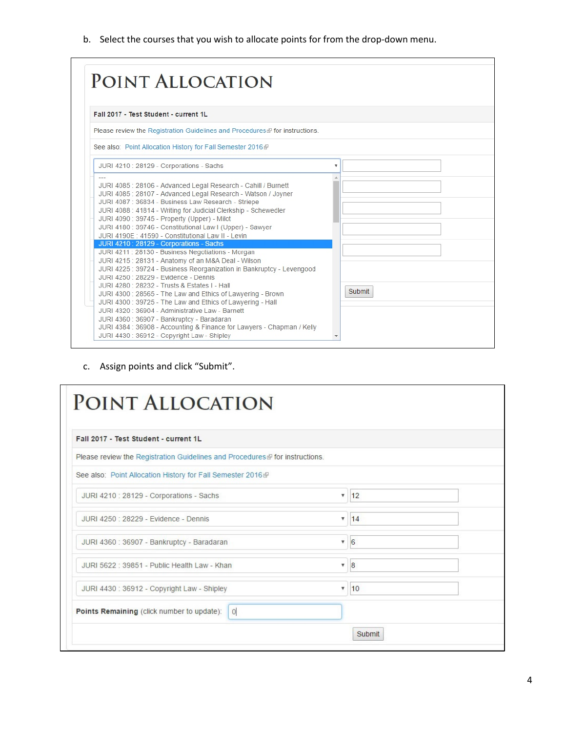b. Select the courses that you wish to allocate points for from the drop-down menu.

# Point Allocation

**Fall 2017 - Test Student - current 1L**

Please review the Registration Guidelines and Procedures for instructions.

See also: Point Allocation History for Fall Semester 2016

JURI 4210 : 28129 - Corporations - Sachs

---
JURI 4085 : 28106 - Advanced Legal Research - Cahill / Burnett
JURI 4085 : 28107 - Advanced Legal Research - Watson / Joyner
JURI 4087 : 36834 - Business Law Research - Striepe
JURI 4088 : 41814 - Writing for Judicial Clerkship - Schewedler
JURI 4090 : 39745 - Property (Upper) - Milot
JURI 4180 : 39746 - Constitutional Law I (Upper) - Sawyer
JURI 4190E : 41590 - Constitutional Law II - Levin
JURI 4210 : 28129 - Corporations - Sachs
JURI 4211 : 28130 - Business Negotiations - Morgan
JURI 4215 : 28131 - Anatomy of an M&A Deal - Wilson
JURI 4225 : 39724 - Business Reorganization in Bankruptcy - Levengood
JURI 4250 : 28229 - Evidence - Dennis
JURI 4280 : 28232 - Trusts & Estates I - Hall
JURI 4300 : 28565 - The Law and Ethics of Lawyering - Brown
JURI 4300 : 39725 - The Law and Ethics of Lawyering - Hall
JURI 4320 : 36904 - Administrative Law - Barnett
JURI 4360 : 36907 - Bankruptcy - Baradaran
JURI 4384 : 36908 - Accounting & Finance for Lawyers - Chapman / Kelly
JURI 4430 : 36912 - Copyright Law - Shipley

Submit

c. Assign points and click "Submit".

# Point Allocation

**Fall 2017 - Test Student - current 1L**

Please review the Registration Guidelines and Procedures for instructions.

See also: Point Allocation History for Fall Semester 2016

| Course | Points |
|---|---|
| JURI 4210 : 28129 - Corporations - Sachs | 12 |
| JURI 4250 : 28229 - Evidence - Dennis | 14 |
| JURI 4360 : 36907 - Bankruptcy - Baradaran | 6 |
| JURI 5622 : 39851 - Public Health Law - Khan | 8 |
| JURI 4430 : 36912 - Copyright Law - Shipley | 10 |

**Points Remaining** (click number to update): 0

Submit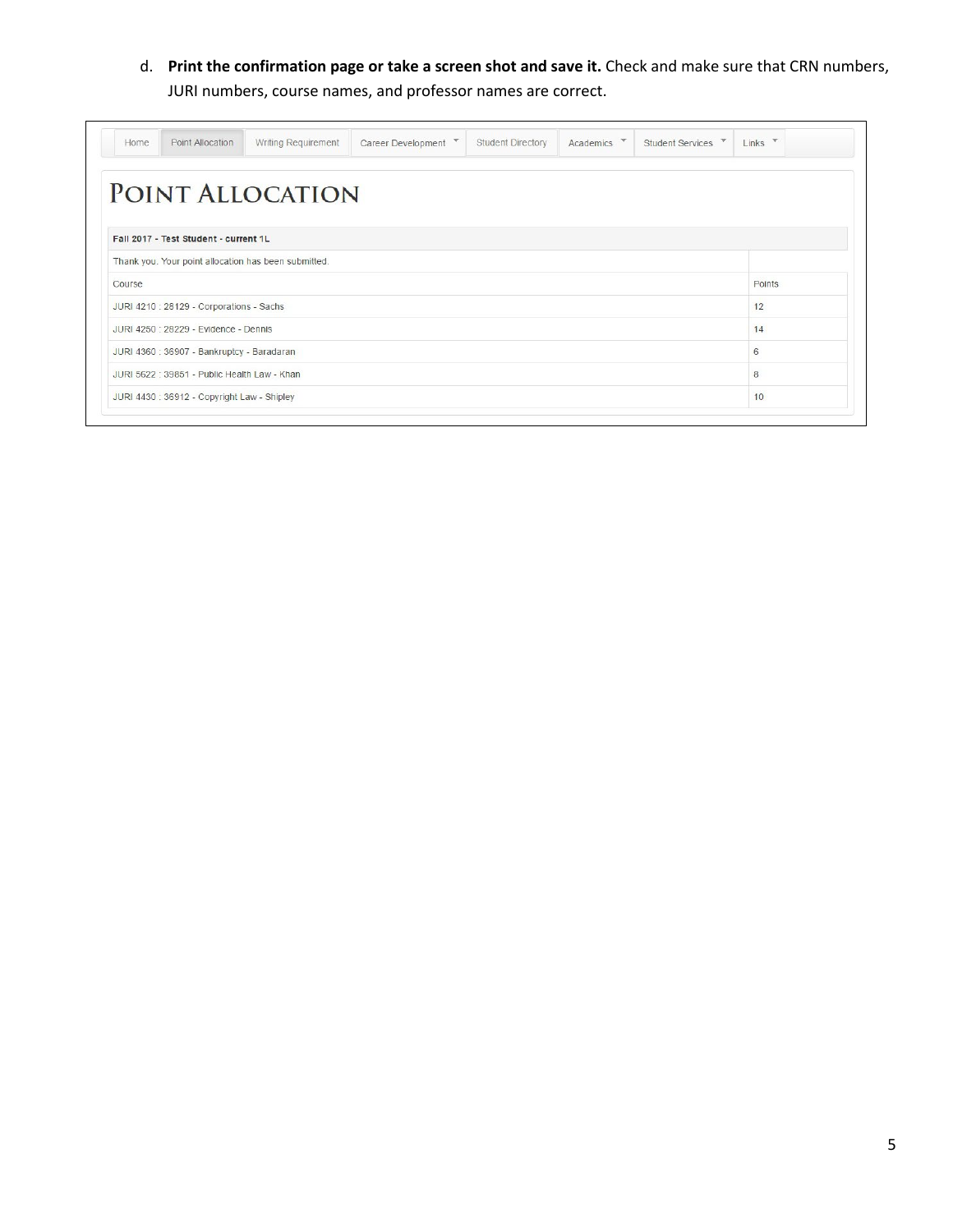d. **Print the confirmation page or take a screen shot and save it.** Check and make sure that CRN numbers, JURI numbers, course names, and professor names are correct.

Home | Point Allocation | Writing Requirement | Career Development | Student Directory | Academics | Student Services | Links

# Point Allocation

**Fall 2017 - Test Student - current 1L**

Thank you. Your point allocation has been submitted.

| Course | Points |
|---|---|
| JURI 4210 : 28129 - Corporations - Sachs | 12 |
| JURI 4250 : 28229 - Evidence - Dennis | 14 |
| JURI 4360 : 36907 - Bankruptcy - Baradaran | 6 |
| JURI 5622 : 39851 - Public Health Law - Khan | 8 |
| JURI 4430 : 36912 - Copyright Law - Shipley | 10 |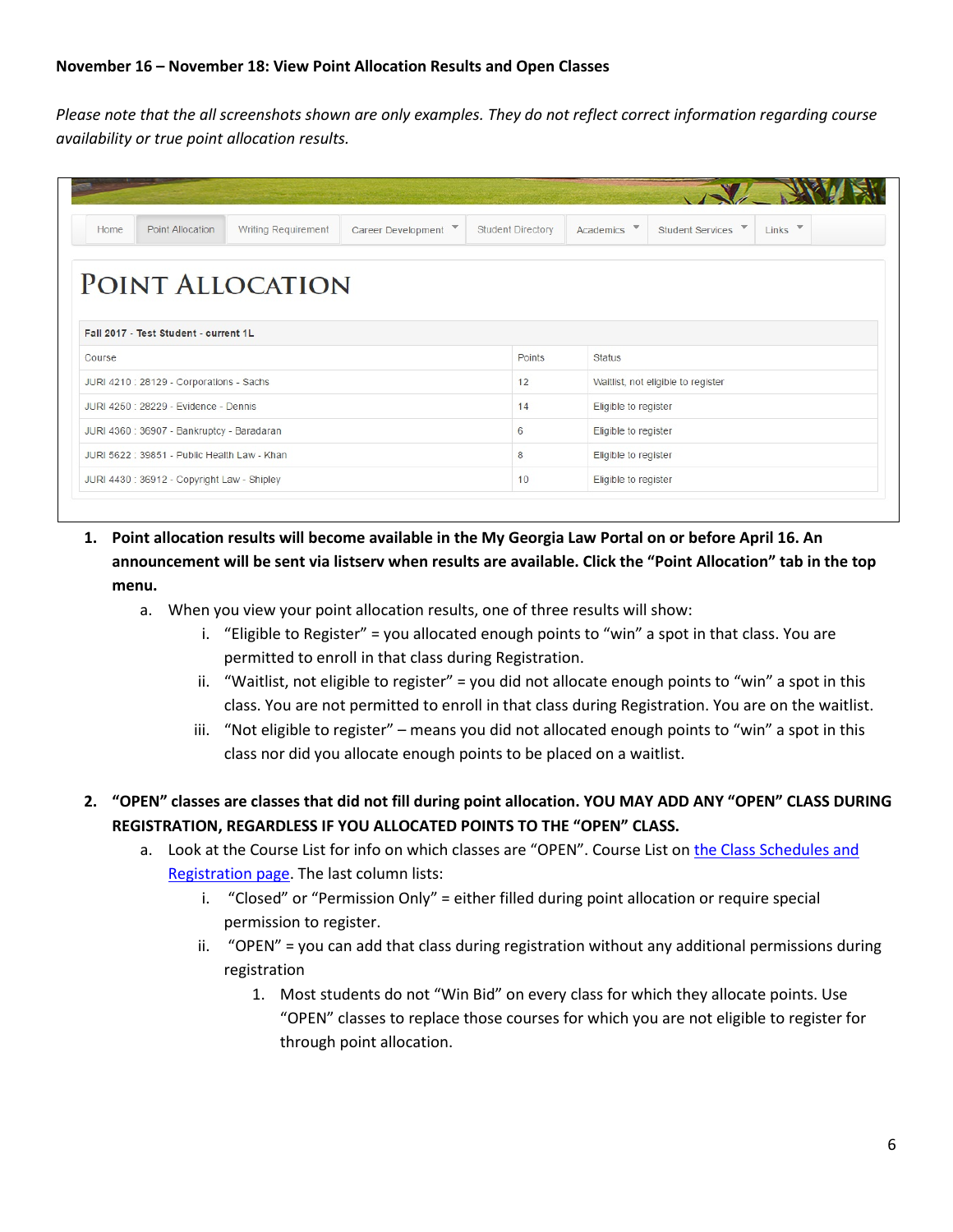**November 16 – November 18: View Point Allocation Results and Open Classes**

*Please note that the all screenshots shown are only examples. They do not reflect correct information regarding course availability or true point allocation results.*

Home | Point Allocation | Writing Requirement | Career Development | Student Directory | Academics | Student Services | Links

# POINT ALLOCATION

| Fall 2017 - Test Student - current 1L | | |
|---|---|---|
| Course | Points | Status |
| JURI 4210 : 28129 - Corporations - Sachs | 12 | Waitlist, not eligible to register |
| JURI 4250 : 28229 - Evidence - Dennis | 14 | Eligible to register |
| JURI 4360 : 36907 - Bankruptcy - Baradaran | 6 | Eligible to register |
| JURI 5622 : 39851 - Public Health Law - Khan | 8 | Eligible to register |
| JURI 4430 : 36912 - Copyright Law - Shipley | 10 | Eligible to register |

1. **Point allocation results will become available in the My Georgia Law Portal on or before April 16. An announcement will be sent via listserv when results are available. Click the "Point Allocation" tab in the top menu.**
   a. When you view your point allocation results, one of three results will show:
      i. "Eligible to Register" = you allocated enough points to "win" a spot in that class. You are permitted to enroll in that class during Registration.
      ii. "Waitlist, not eligible to register" = you did not allocate enough points to "win" a spot in this class. You are not permitted to enroll in that class during Registration. You are on the waitlist.
      iii. "Not eligible to register" – means you did not allocated enough points to "win" a spot in this class nor did you allocate enough points to be placed on a waitlist.

2. **"OPEN" classes are classes that did not fill during point allocation. YOU MAY ADD ANY "OPEN" CLASS DURING REGISTRATION, REGARDLESS IF YOU ALLOCATED POINTS TO THE "OPEN" CLASS.**
   a. Look at the Course List for info on which classes are "OPEN". Course List on [the Class Schedules and Registration page](). The last column lists:
      i. "Closed" or "Permission Only" = either filled during point allocation or require special permission to register.
      ii. "OPEN" = you can add that class during registration without any additional permissions during registration
         1. Most students do not "Win Bid" on every class for which they allocate points. Use "OPEN" classes to replace those courses for which you are not eligible to register for through point allocation.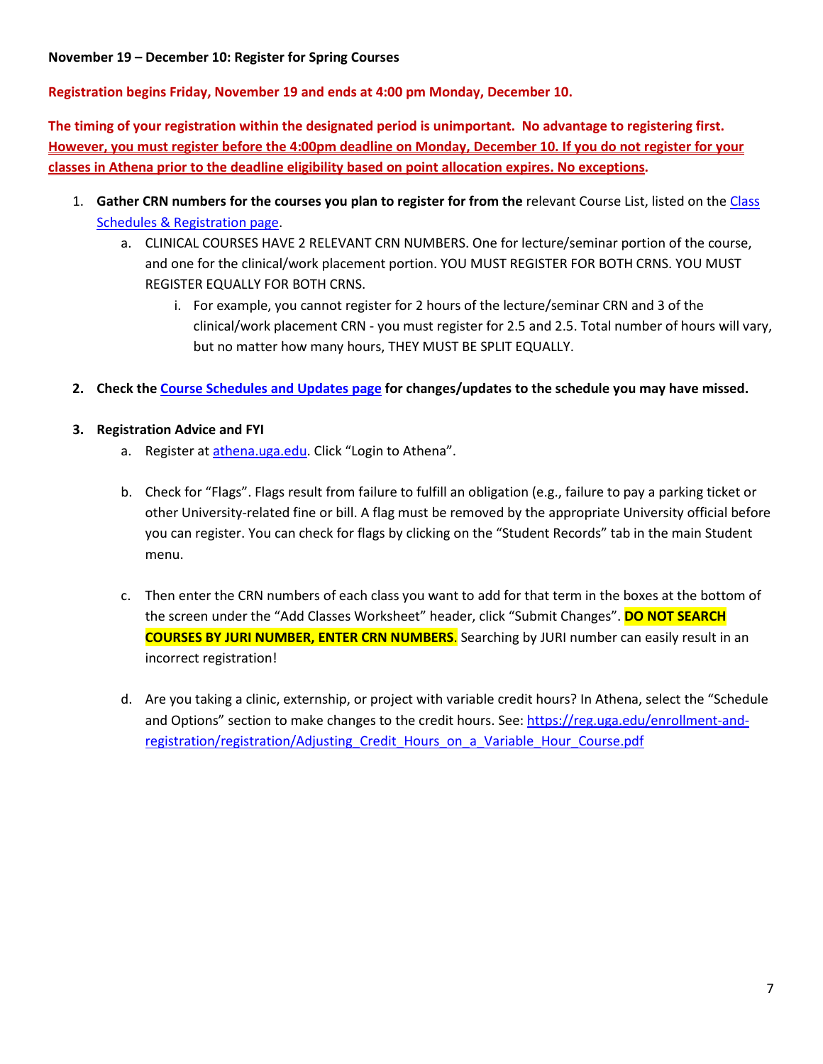**November 19 – December 10: Register for Spring Courses**

**Registration begins Friday, November 19 and ends at 4:00 pm Monday, December 10.**

**The timing of your registration within the designated period is unimportant. No advantage to registering first. However, you must register before the 4:00pm deadline on Monday, December 10. If you do not register for your classes in Athena prior to the deadline eligibility based on point allocation expires. No exceptions.**

1. **Gather CRN numbers for the courses you plan to register for from the** relevant Course List, listed on the Class Schedules & Registration page.
   a. CLINICAL COURSES HAVE 2 RELEVANT CRN NUMBERS. One for lecture/seminar portion of the course, and one for the clinical/work placement portion. YOU MUST REGISTER FOR BOTH CRNS. YOU MUST REGISTER EQUALLY FOR BOTH CRNS.
      i. For example, you cannot register for 2 hours of the lecture/seminar CRN and 3 of the clinical/work placement CRN - you must register for 2.5 and 2.5. Total number of hours will vary, but no matter how many hours, THEY MUST BE SPLIT EQUALLY.

2. **Check the Course Schedules and Updates page for changes/updates to the schedule you may have missed.**

3. **Registration Advice and FYI**
   a. Register at athena.uga.edu. Click "Login to Athena".

   b. Check for "Flags". Flags result from failure to fulfill an obligation (e.g., failure to pay a parking ticket or other University-related fine or bill. A flag must be removed by the appropriate University official before you can register. You can check for flags by clicking on the "Student Records" tab in the main Student menu.

   c. Then enter the CRN numbers of each class you want to add for that term in the boxes at the bottom of the screen under the "Add Classes Worksheet" header, click "Submit Changes". **DO NOT SEARCH COURSES BY JURI NUMBER, ENTER CRN NUMBERS**. Searching by JURI number can easily result in an incorrect registration!

   d. Are you taking a clinic, externship, or project with variable credit hours? In Athena, select the "Schedule and Options" section to make changes to the credit hours. See: https://reg.uga.edu/enrollment-and-registration/registration/Adjusting_Credit_Hours_on_a_Variable_Hour_Course.pdf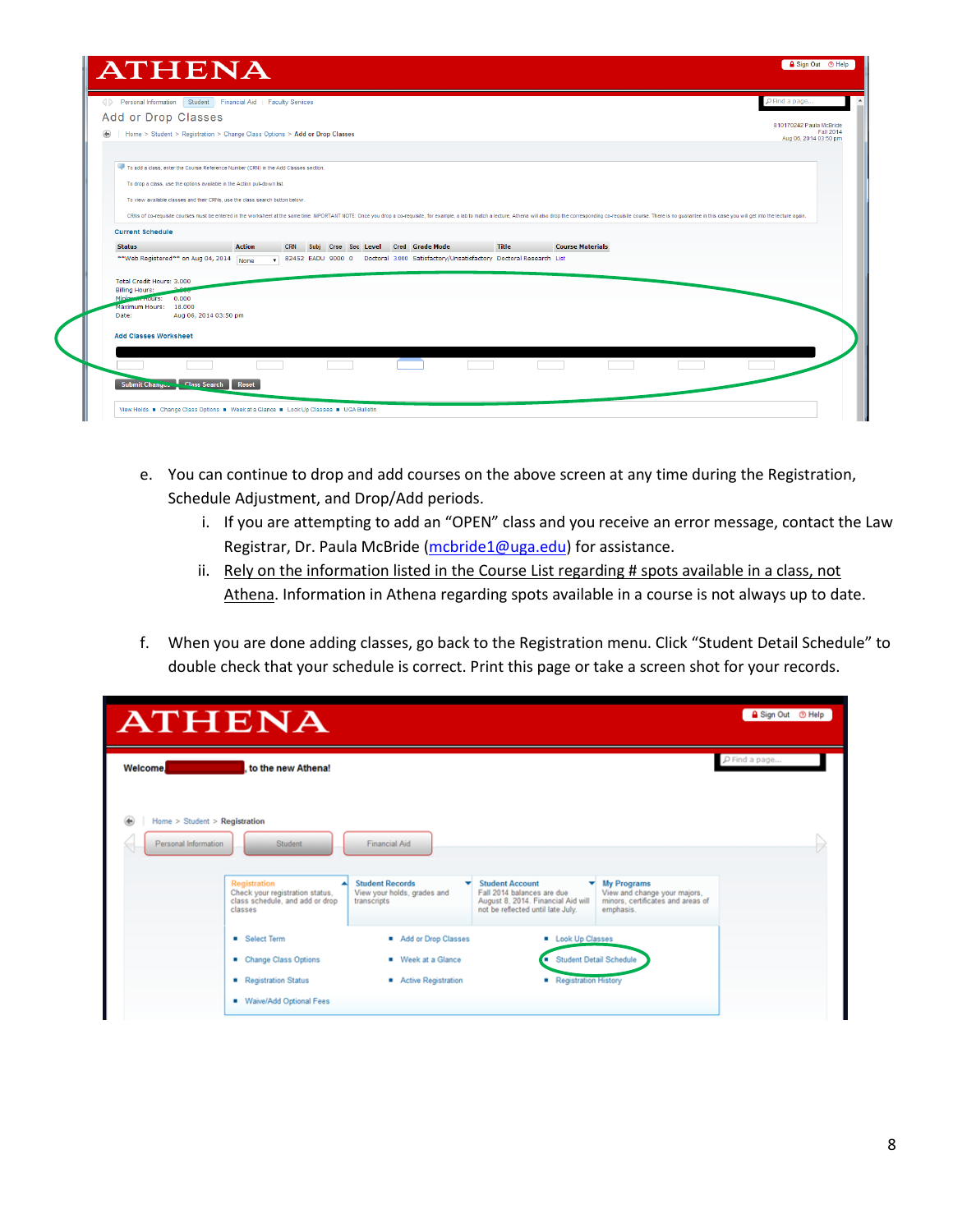e. You can continue to drop and add courses on the above screen at any time during the Registration, Schedule Adjustment, and Drop/Add periods.

   i. If you are attempting to add an "OPEN" class and you receive an error message, contact the Law Registrar, Dr. Paula McBride (mcbride1@uga.edu) for assistance.

   ii. Rely on the information listed in the Course List regarding # spots available in a class, not Athena. Information in Athena regarding spots available in a course is not always up to date.

f. When you are done adding classes, go back to the Registration menu. Click "Student Detail Schedule" to double check that your schedule is correct. Print this page or take a screen shot for your records.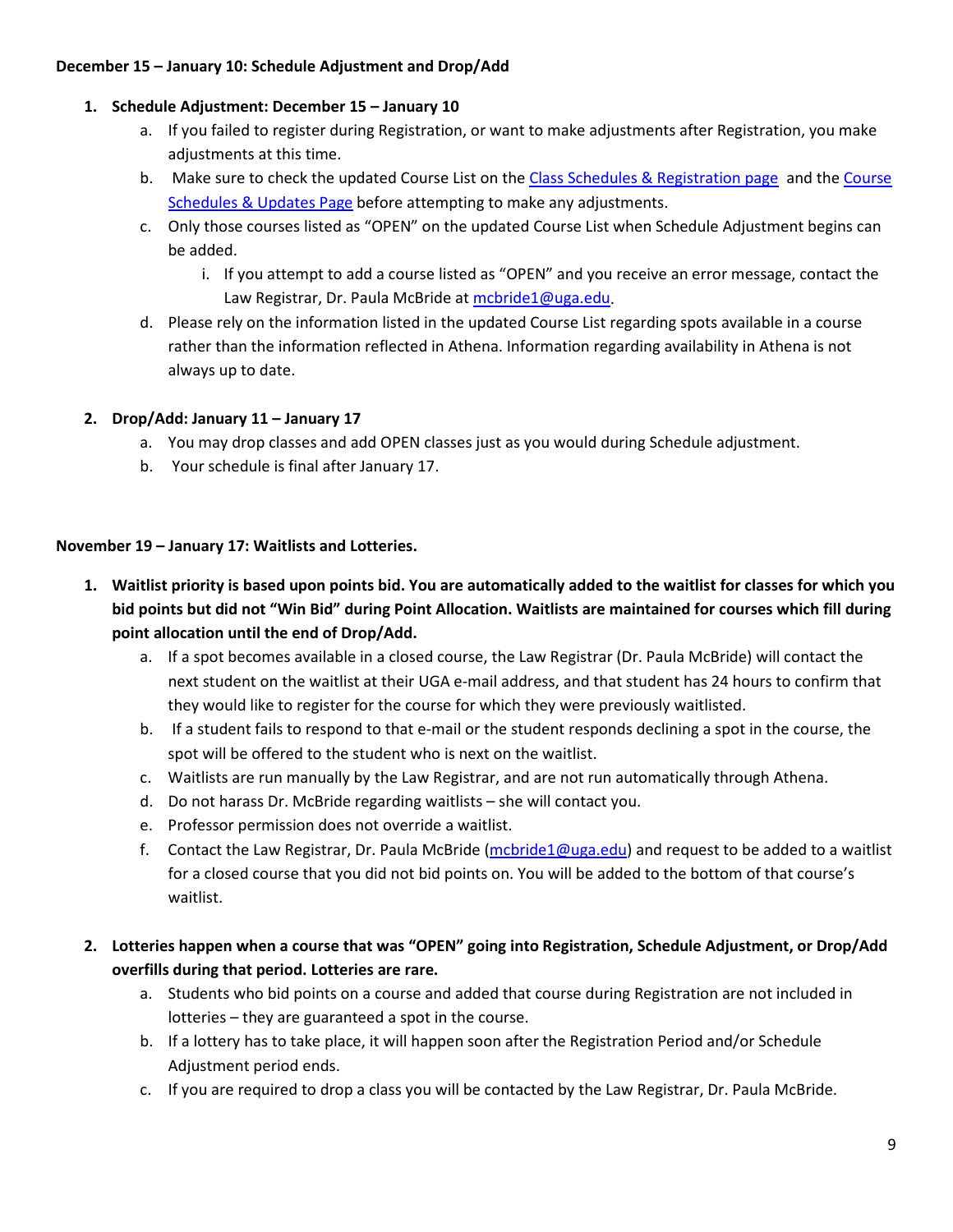**December 15 – January 10: Schedule Adjustment and Drop/Add**

1. **Schedule Adjustment: December 15 – January 10**
   a. If you failed to register during Registration, or want to make adjustments after Registration, you make adjustments at this time.
   b. Make sure to check the updated Course List on the Class Schedules & Registration page and the Course Schedules & Updates Page before attempting to make any adjustments.
   c. Only those courses listed as "OPEN" on the updated Course List when Schedule Adjustment begins can be added.
      i. If you attempt to add a course listed as "OPEN" and you receive an error message, contact the Law Registrar, Dr. Paula McBride at mcbride1@uga.edu.
   d. Please rely on the information listed in the updated Course List regarding spots available in a course rather than the information reflected in Athena. Information regarding availability in Athena is not always up to date.

2. **Drop/Add: January 11 – January 17**
   a. You may drop classes and add OPEN classes just as you would during Schedule adjustment.
   b. Your schedule is final after January 17.

**November 19 – January 17: Waitlists and Lotteries.**

1. **Waitlist priority is based upon points bid. You are automatically added to the waitlist for classes for which you bid points but did not "Win Bid" during Point Allocation. Waitlists are maintained for courses which fill during point allocation until the end of Drop/Add.**
   a. If a spot becomes available in a closed course, the Law Registrar (Dr. Paula McBride) will contact the next student on the waitlist at their UGA e-mail address, and that student has 24 hours to confirm that they would like to register for the course for which they were previously waitlisted.
   b. If a student fails to respond to that e-mail or the student responds declining a spot in the course, the spot will be offered to the student who is next on the waitlist.
   c. Waitlists are run manually by the Law Registrar, and are not run automatically through Athena.
   d. Do not harass Dr. McBride regarding waitlists – she will contact you.
   e. Professor permission does not override a waitlist.
   f. Contact the Law Registrar, Dr. Paula McBride (mcbride1@uga.edu) and request to be added to a waitlist for a closed course that you did not bid points on. You will be added to the bottom of that course's waitlist.

2. **Lotteries happen when a course that was "OPEN" going into Registration, Schedule Adjustment, or Drop/Add overfills during that period. Lotteries are rare.**
   a. Students who bid points on a course and added that course during Registration are not included in lotteries – they are guaranteed a spot in the course.
   b. If a lottery has to take place, it will happen soon after the Registration Period and/or Schedule Adjustment period ends.
   c. If you are required to drop a class you will be contacted by the Law Registrar, Dr. Paula McBride.